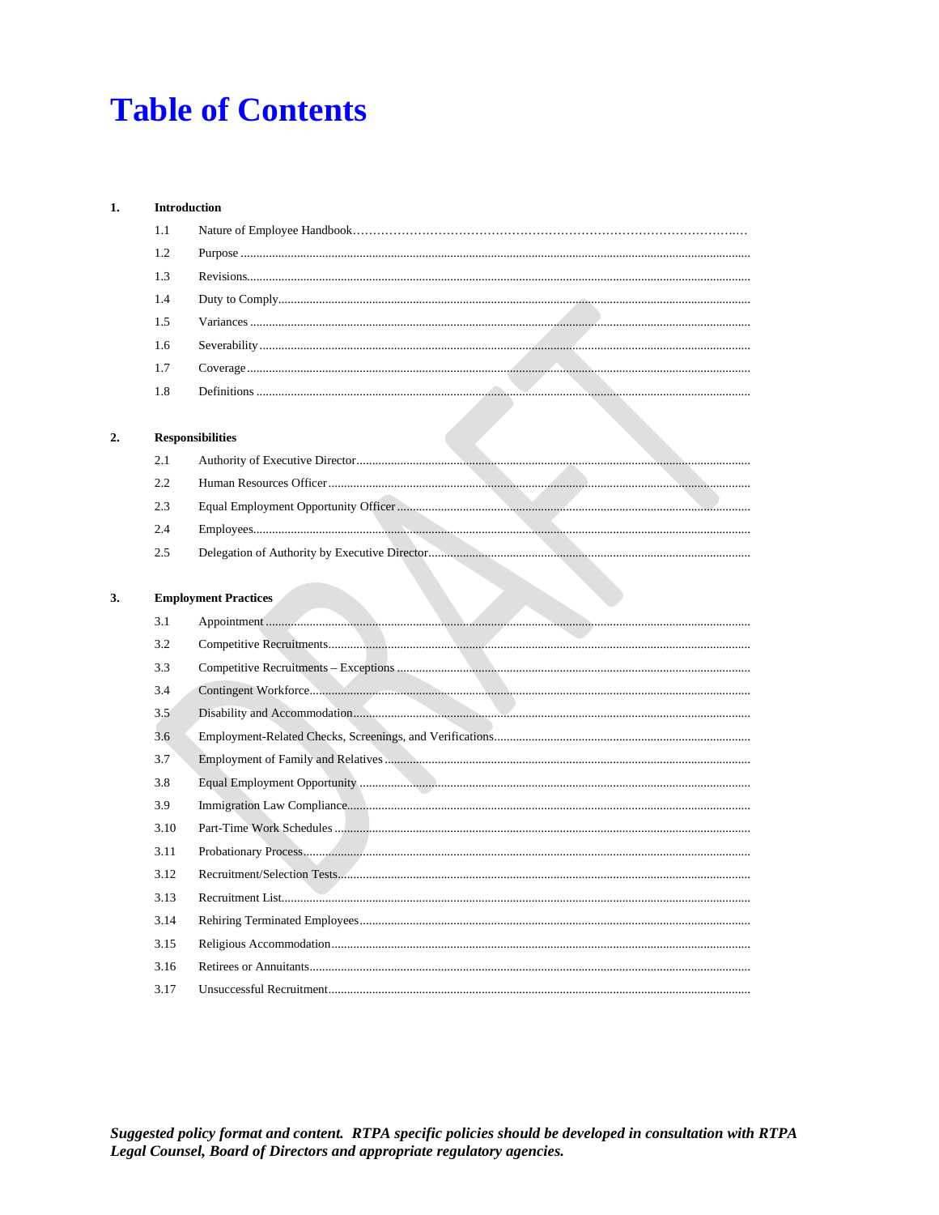# Table of Contents

**1. Introduction**

- 1.1 Nature of Employee Handbook
- 1.2 Purpose
- 1.3 Revisions
- 1.4 Duty to Comply
- 1.5 Variances
- 1.6 Severability
- 1.7 Coverage
- 1.8 Definitions

**2. Responsibilities**

- 2.1 Authority of Executive Director
- 2.2 Human Resources Officer
- 2.3 Equal Employment Opportunity Officer
- 2.4 Employees
- 2.5 Delegation of Authority by Executive Director

**3. Employment Practices**

- 3.1 Appointment
- 3.2 Competitive Recruitments
- 3.3 Competitive Recruitments – Exceptions
- 3.4 Contingent Workforce
- 3.5 Disability and Accommodation
- 3.6 Employment-Related Checks, Screenings, and Verifications
- 3.7 Employment of Family and Relatives
- 3.8 Equal Employment Opportunity
- 3.9 Immigration Law Compliance
- 3.10 Part-Time Work Schedules
- 3.11 Probationary Process
- 3.12 Recruitment/Selection Tests
- 3.13 Recruitment List
- 3.14 Rehiring Terminated Employees
- 3.15 Religious Accommodation
- 3.16 Retirees or Annuitants
- 3.17 Unsuccessful Recruitment

***Suggested policy format and content. RTPA specific policies should be developed in consultation with RTPA Legal Counsel, Board of Directors and appropriate regulatory agencies.***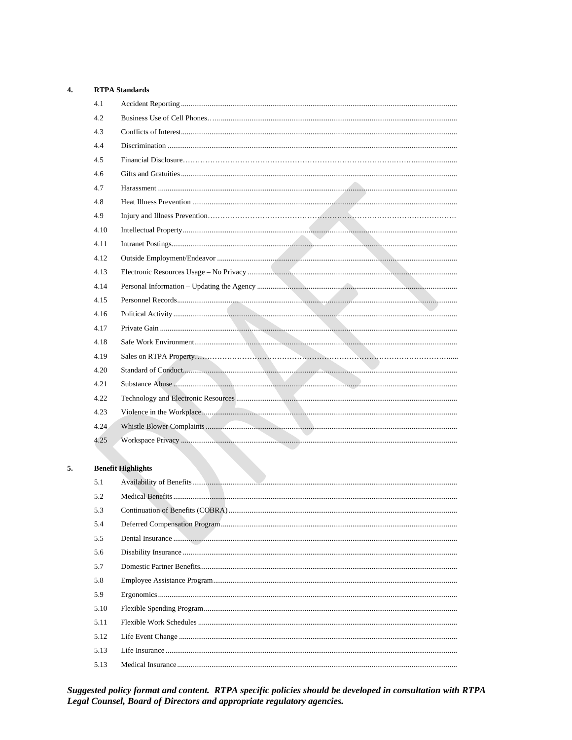4. **RTPA Standards**

4.1 Accident Reporting

4.2 Business Use of Cell Phones

4.3 Conflicts of Interest

4.4 Discrimination

4.5 Financial Disclosure

4.6 Gifts and Gratuities

4.7 Harassment

4.8 Heat Illness Prevention

4.9 Injury and Illness Prevention

4.10 Intellectual Property

4.11 Intranet Postings

4.12 Outside Employment/Endeavor

4.13 Electronic Resources Usage – No Privacy

4.14 Personal Information – Updating the Agency

4.15 Personnel Records

4.16 Political Activity

4.17 Private Gain

4.18 Safe Work Environment

4.19 Sales on RTPA Property

4.20 Standard of Conduct

4.21 Substance Abuse

4.22 Technology and Electronic Resources

4.23 Violence in the Workplace

4.24 Whistle Blower Complaints

4.25 Workspace Privacy

5. **Benefit Highlights**

5.1 Availability of Benefits

5.2 Medical Benefits

5.3 Continuation of Benefits (COBRA)

5.4 Deferred Compensation Program

5.5 Dental Insurance

5.6 Disability Insurance

5.7 Domestic Partner Benefits

5.8 Employee Assistance Program

5.9 Ergonomics

5.10 Flexible Spending Program

5.11 Flexible Work Schedules

5.12 Life Event Change

5.13 Life Insurance

5.13 Medical Insurance

***Suggested policy format and content. RTPA specific policies should be developed in consultation with RTPA Legal Counsel, Board of Directors and appropriate regulatory agencies.***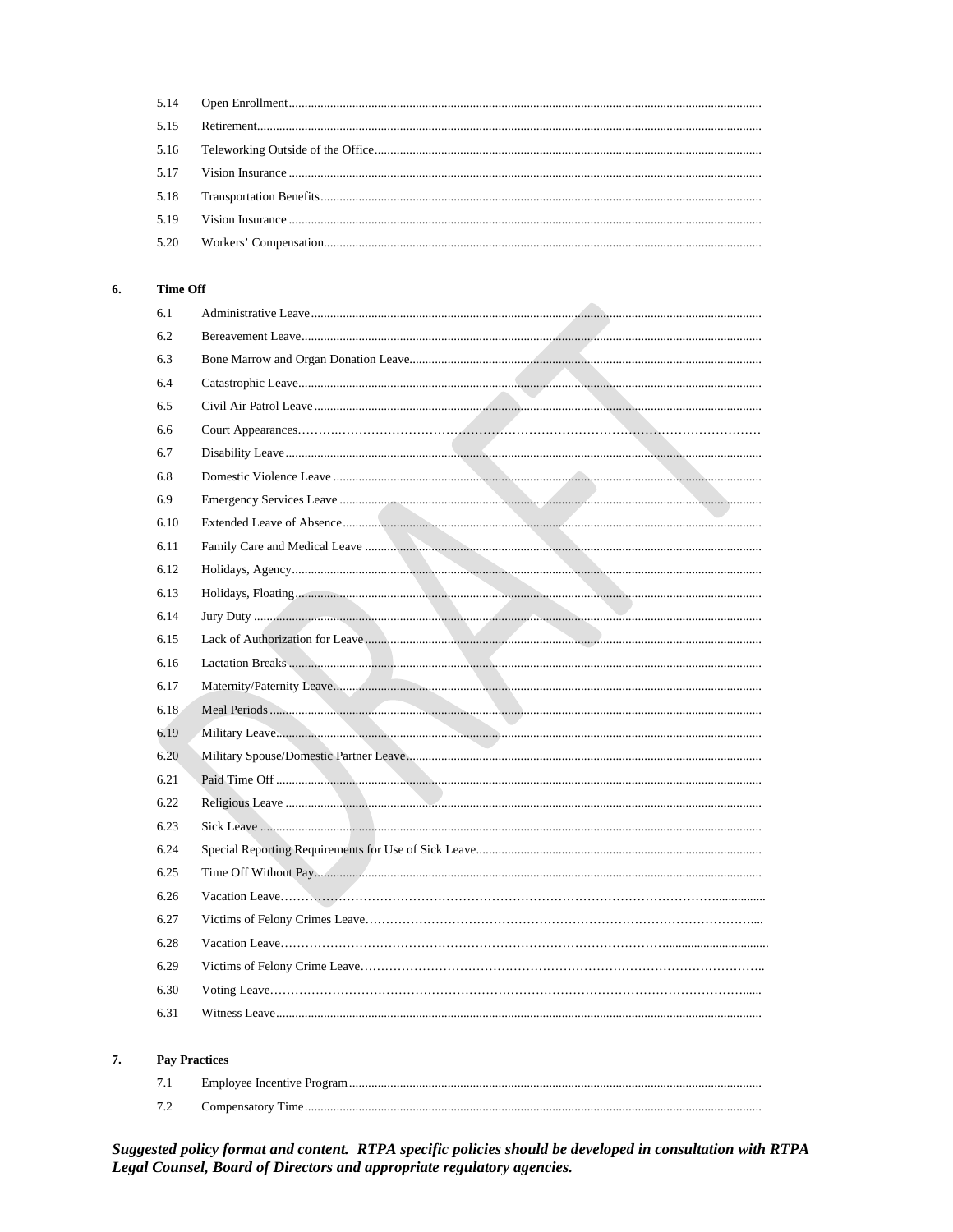5.14 Open Enrollment

5.15 Retirement

5.16 Teleworking Outside of the Office

5.17 Vision Insurance

5.18 Transportation Benefits

5.19 Vision Insurance

5.20 Workers' Compensation

**6. Time Off**

6.1 Administrative Leave

6.2 Bereavement Leave

6.3 Bone Marrow and Organ Donation Leave

6.4 Catastrophic Leave

6.5 Civil Air Patrol Leave

6.6 Court Appearances

6.7 Disability Leave

6.8 Domestic Violence Leave

6.9 Emergency Services Leave

6.10 Extended Leave of Absence

6.11 Family Care and Medical Leave

6.12 Holidays, Agency

6.13 Holidays, Floating

6.14 Jury Duty

6.15 Lack of Authorization for Leave

6.16 Lactation Breaks

6.17 Maternity/Paternity Leave

6.18 Meal Periods

6.19 Military Leave

6.20 Military Spouse/Domestic Partner Leave

6.21 Paid Time Off

6.22 Religious Leave

6.23 Sick Leave

6.24 Special Reporting Requirements for Use of Sick Leave

6.25 Time Off Without Pay

6.26 Vacation Leave

6.27 Victims of Felony Crimes Leave

6.28 Vacation Leave

6.29 Victims of Felony Crime Leave

6.30 Voting Leave

6.31 Witness Leave

**7. Pay Practices**

7.1 Employee Incentive Program

7.2 Compensatory Time

***Suggested policy format and content. RTPA specific policies should be developed in consultation with RTPA Legal Counsel, Board of Directors and appropriate regulatory agencies.***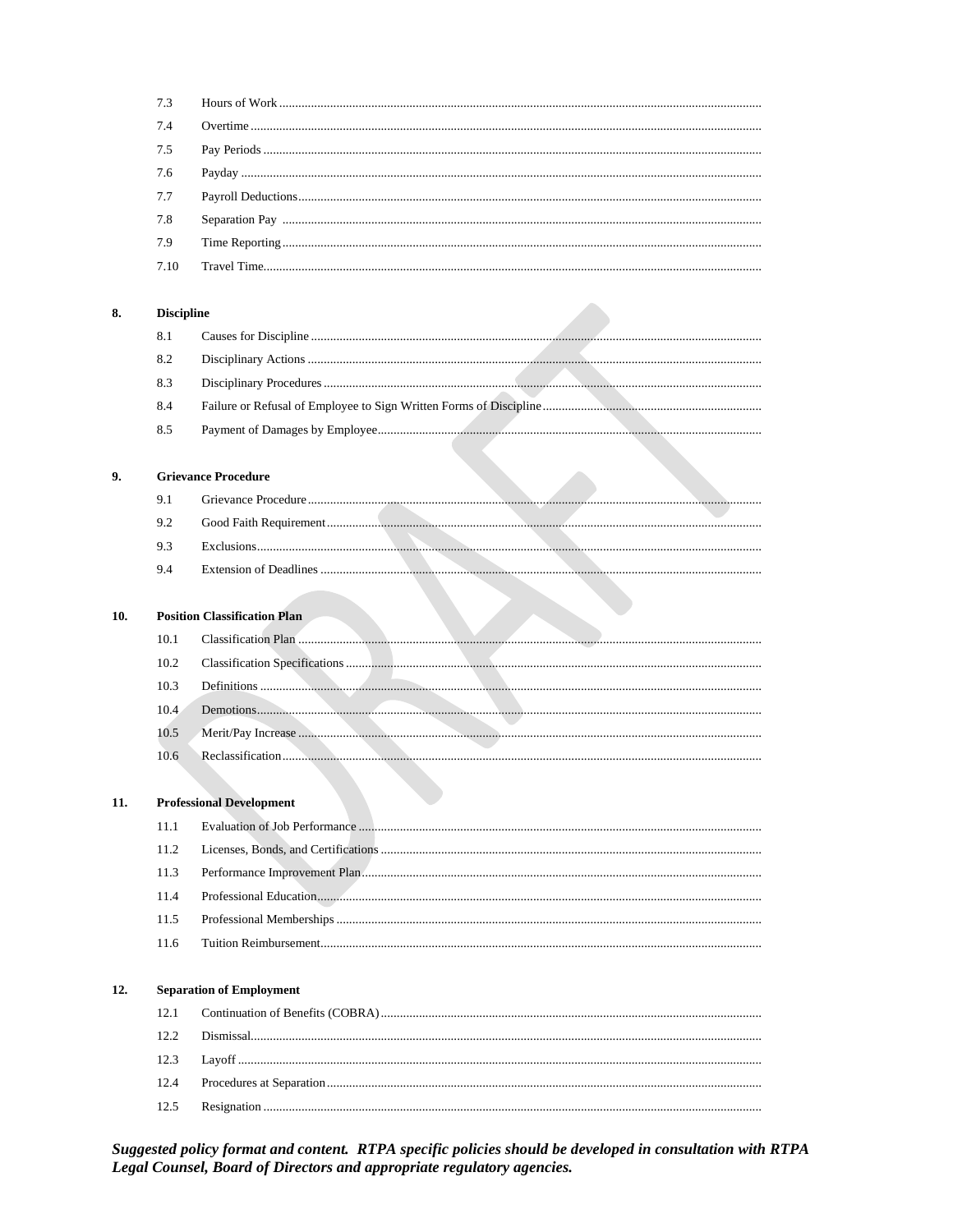7.3 Hours of Work

7.4 Overtime

7.5 Pay Periods

7.6 Payday

7.7 Payroll Deductions

7.8 Separation Pay

7.9 Time Reporting

7.10 Travel Time

**8. Discipline**

8.1 Causes for Discipline

8.2 Disciplinary Actions

8.3 Disciplinary Procedures

8.4 Failure or Refusal of Employee to Sign Written Forms of Discipline

8.5 Payment of Damages by Employee

**9. Grievance Procedure**

9.1 Grievance Procedure

9.2 Good Faith Requirement

9.3 Exclusions

9.4 Extension of Deadlines

**10. Position Classification Plan**

10.1 Classification Plan

10.2 Classification Specifications

10.3 Definitions

10.4 Demotions

10.5 Merit/Pay Increase

10.6 Reclassification

**11. Professional Development**

11.1 Evaluation of Job Performance

11.2 Licenses, Bonds, and Certifications

11.3 Performance Improvement Plan

11.4 Professional Education

11.5 Professional Memberships

11.6 Tuition Reimbursement

**12. Separation of Employment**

12.1 Continuation of Benefits (COBRA)

12.2 Dismissal

12.3 Layoff

12.4 Procedures at Separation

12.5 Resignation

***Suggested policy format and content. RTPA specific policies should be developed in consultation with RTPA Legal Counsel, Board of Directors and appropriate regulatory agencies.***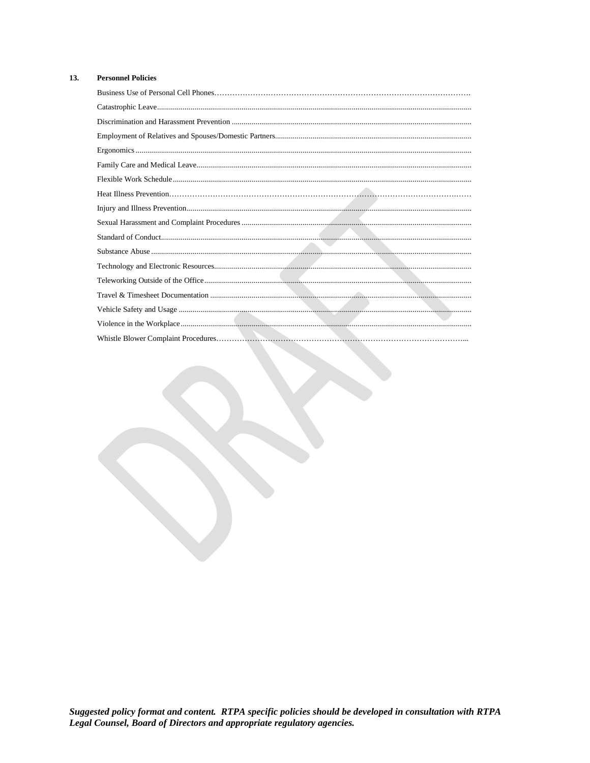**13. Personnel Policies**

- Business Use of Personal Cell Phones
- Catastrophic Leave
- Discrimination and Harassment Prevention
- Employment of Relatives and Spouses/Domestic Partners
- Ergonomics
- Family Care and Medical Leave
- Flexible Work Schedule
- Heat Illness Prevention
- Injury and Illness Prevention
- Sexual Harassment and Complaint Procedures
- Standard of Conduct
- Substance Abuse
- Technology and Electronic Resources
- Teleworking Outside of the Office
- Travel & Timesheet Documentation
- Vehicle Safety and Usage
- Violence in the Workplace
- Whistle Blower Complaint Procedures

***Suggested policy format and content. RTPA specific policies should be developed in consultation with RTPA Legal Counsel, Board of Directors and appropriate regulatory agencies.***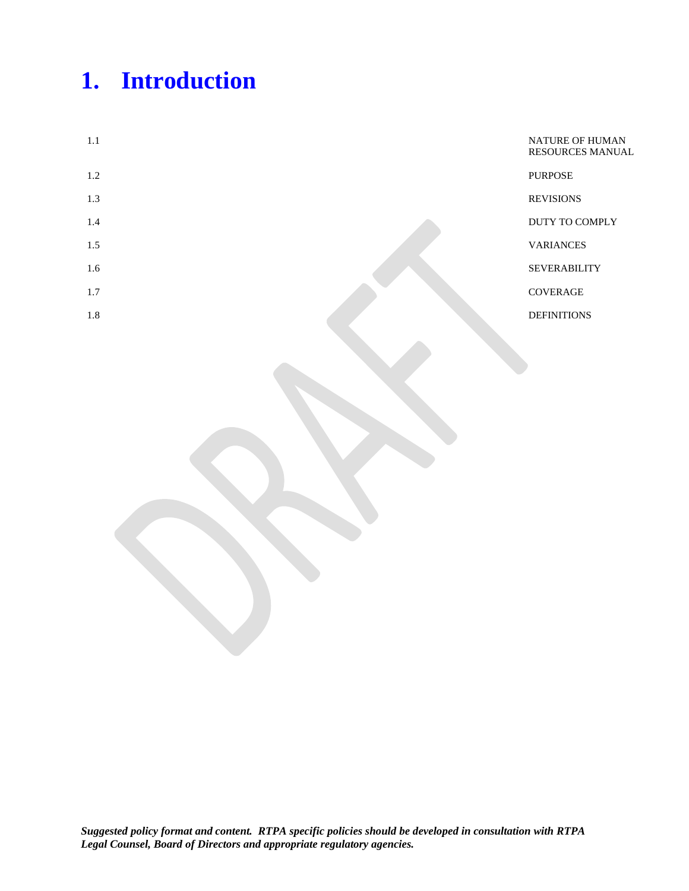# 1. Introduction

| | |
|---|---|
| 1.1 | NATURE OF HUMAN RESOURCES MANUAL |
| 1.2 | PURPOSE |
| 1.3 | REVISIONS |
| 1.4 | DUTY TO COMPLY |
| 1.5 | VARIANCES |
| 1.6 | SEVERABILITY |
| 1.7 | COVERAGE |
| 1.8 | DEFINITIONS |

***Suggested policy format and content. RTPA specific policies should be developed in consultation with RTPA Legal Counsel, Board of Directors and appropriate regulatory agencies.***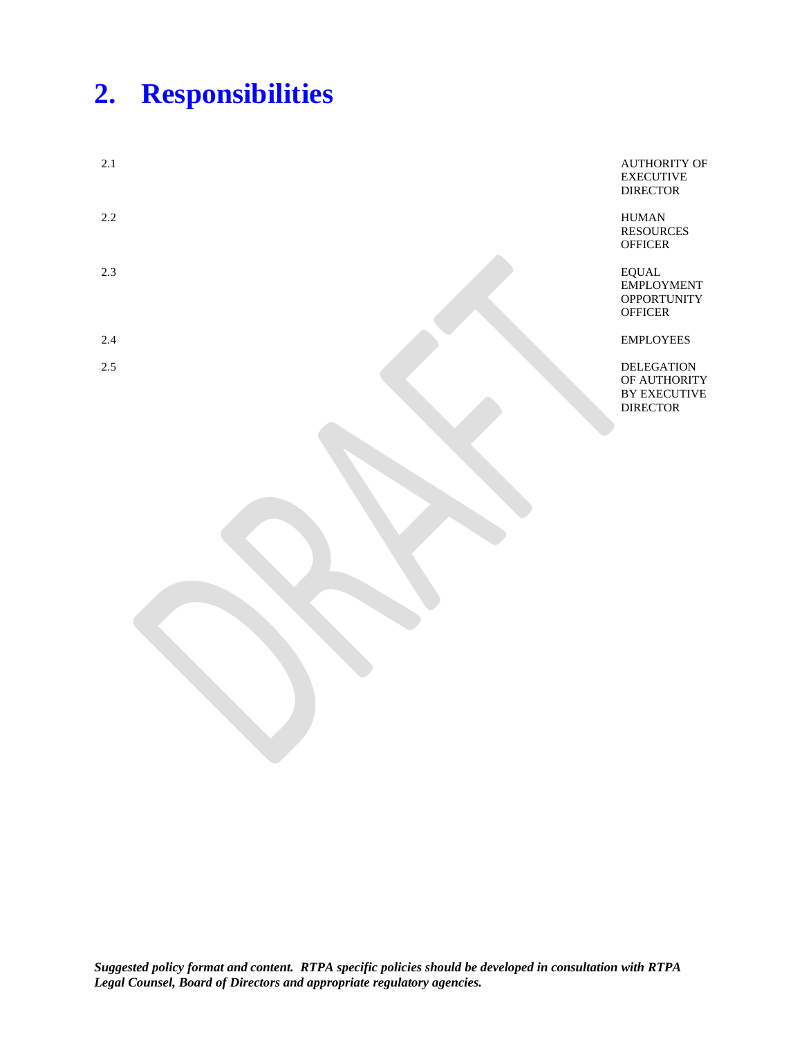# 2. Responsibilities

2.1 AUTHORITY OF EXECUTIVE DIRECTOR

2.2 HUMAN RESOURCES OFFICER

2.3 EQUAL EMPLOYMENT OPPORTUNITY OFFICER

2.4 EMPLOYEES

2.5 DELEGATION OF AUTHORITY BY EXECUTIVE DIRECTOR

***Suggested policy format and content. RTPA specific policies should be developed in consultation with RTPA Legal Counsel, Board of Directors and appropriate regulatory agencies.***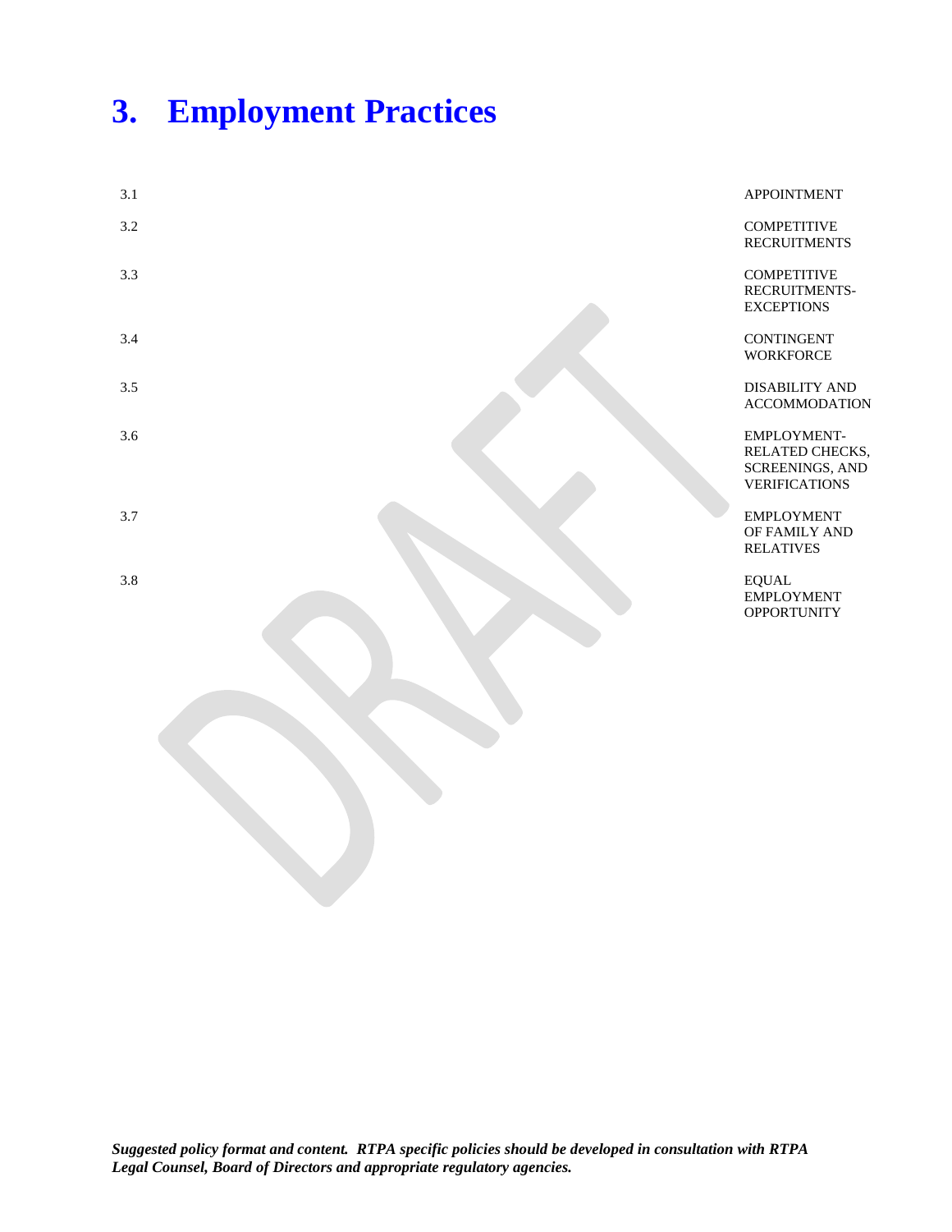# 3. Employment Practices

| | |
|---|---|
| 3.1 | APPOINTMENT |
| 3.2 | COMPETITIVE RECRUITMENTS |
| 3.3 | COMPETITIVE RECRUITMENTS-EXCEPTIONS |
| 3.4 | CONTINGENT WORKFORCE |
| 3.5 | DISABILITY AND ACCOMMODATION |
| 3.6 | EMPLOYMENT-RELATED CHECKS, SCREENINGS, AND VERIFICATIONS |
| 3.7 | EMPLOYMENT OF FAMILY AND RELATIVES |
| 3.8 | EQUAL EMPLOYMENT OPPORTUNITY |

***Suggested policy format and content. RTPA specific policies should be developed in consultation with RTPA Legal Counsel, Board of Directors and appropriate regulatory agencies.***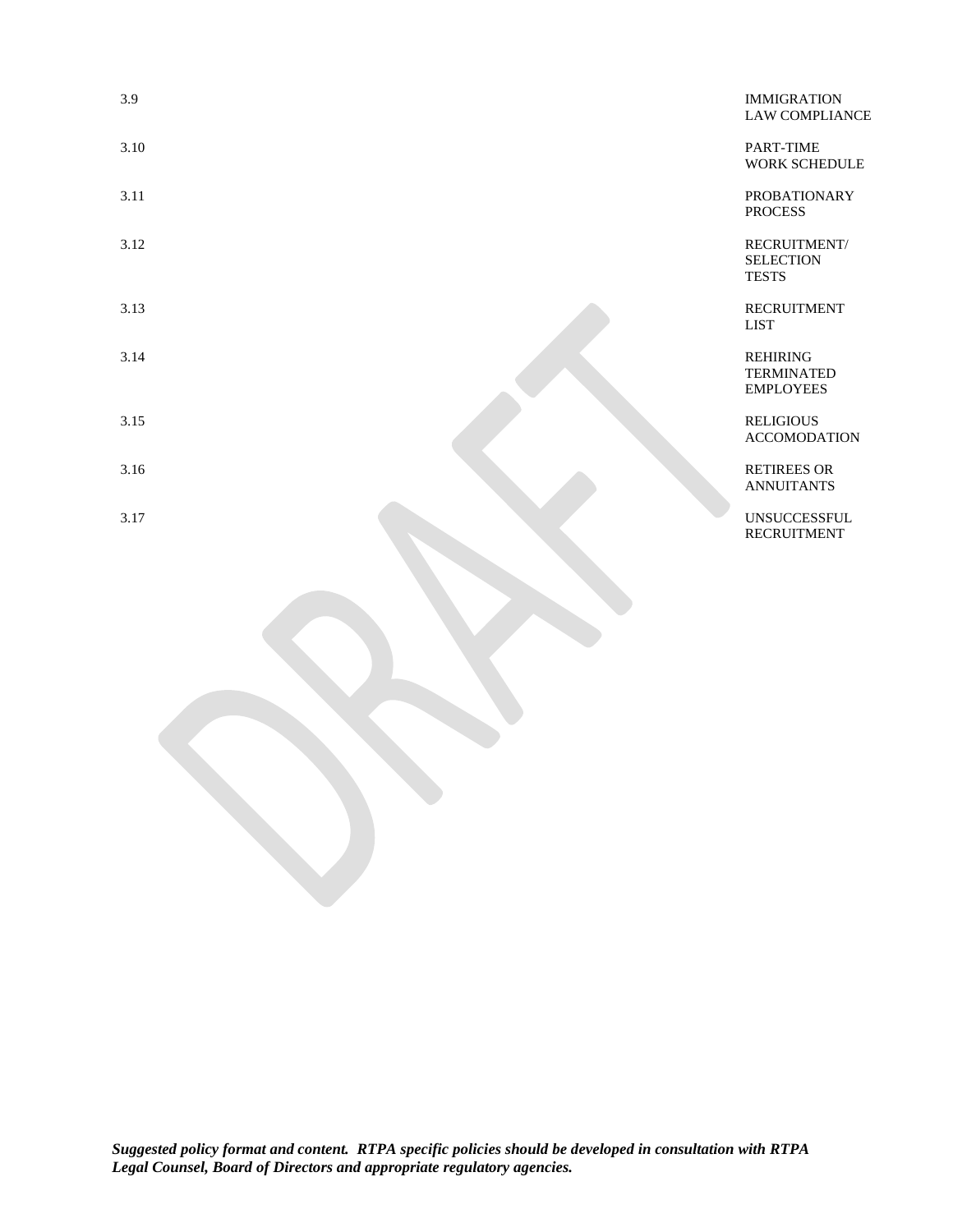| | |
|---|---|
| 3.9 | IMMIGRATION LAW COMPLIANCE |
| 3.10 | PART-TIME WORK SCHEDULE |
| 3.11 | PROBATIONARY PROCESS |
| 3.12 | RECRUITMENT/ SELECTION TESTS |
| 3.13 | RECRUITMENT LIST |
| 3.14 | REHIRING TERMINATED EMPLOYEES |
| 3.15 | RELIGIOUS ACCOMODATION |
| 3.16 | RETIREES OR ANNUITANTS |
| 3.17 | UNSUCCESSFUL RECRUITMENT |

***Suggested policy format and content. RTPA specific policies should be developed in consultation with RTPA Legal Counsel, Board of Directors and appropriate regulatory agencies.***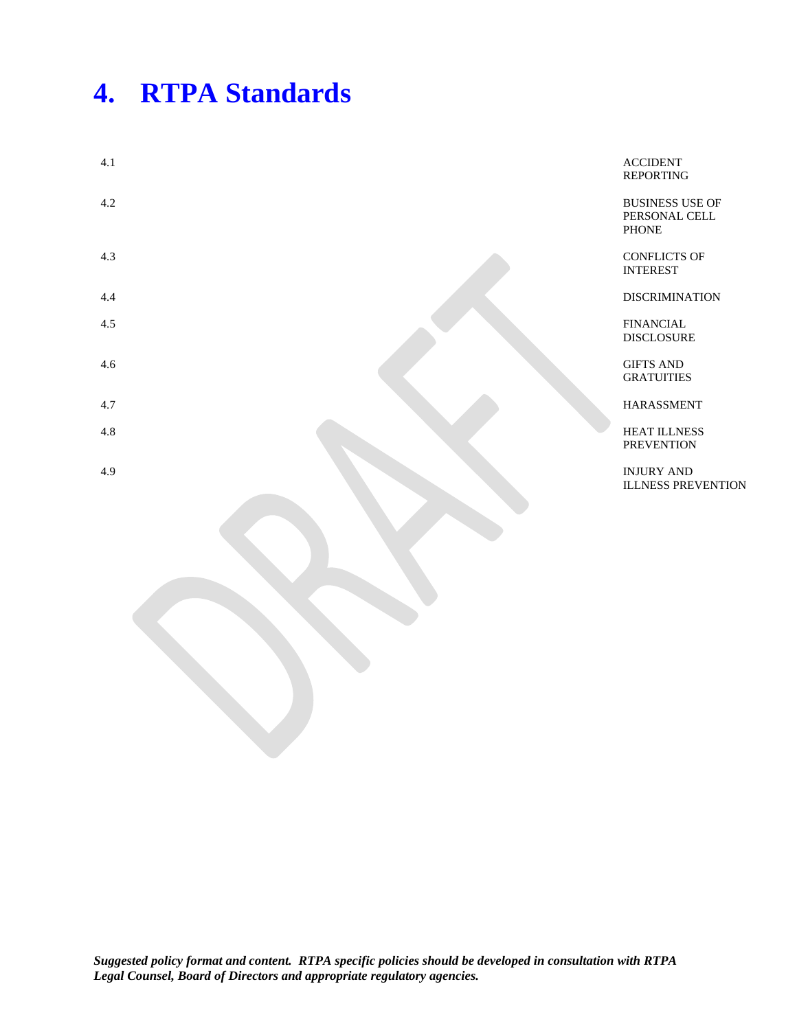# 4. RTPA Standards

| | |
|---|---|
| 4.1 | ACCIDENT REPORTING |
| 4.2 | BUSINESS USE OF PERSONAL CELL PHONE |
| 4.3 | CONFLICTS OF INTEREST |
| 4.4 | DISCRIMINATION |
| 4.5 | FINANCIAL DISCLOSURE |
| 4.6 | GIFTS AND GRATUITIES |
| 4.7 | HARASSMENT |
| 4.8 | HEAT ILLNESS PREVENTION |
| 4.9 | INJURY AND ILLNESS PREVENTION |

***Suggested policy format and content. RTPA specific policies should be developed in consultation with RTPA Legal Counsel, Board of Directors and appropriate regulatory agencies.***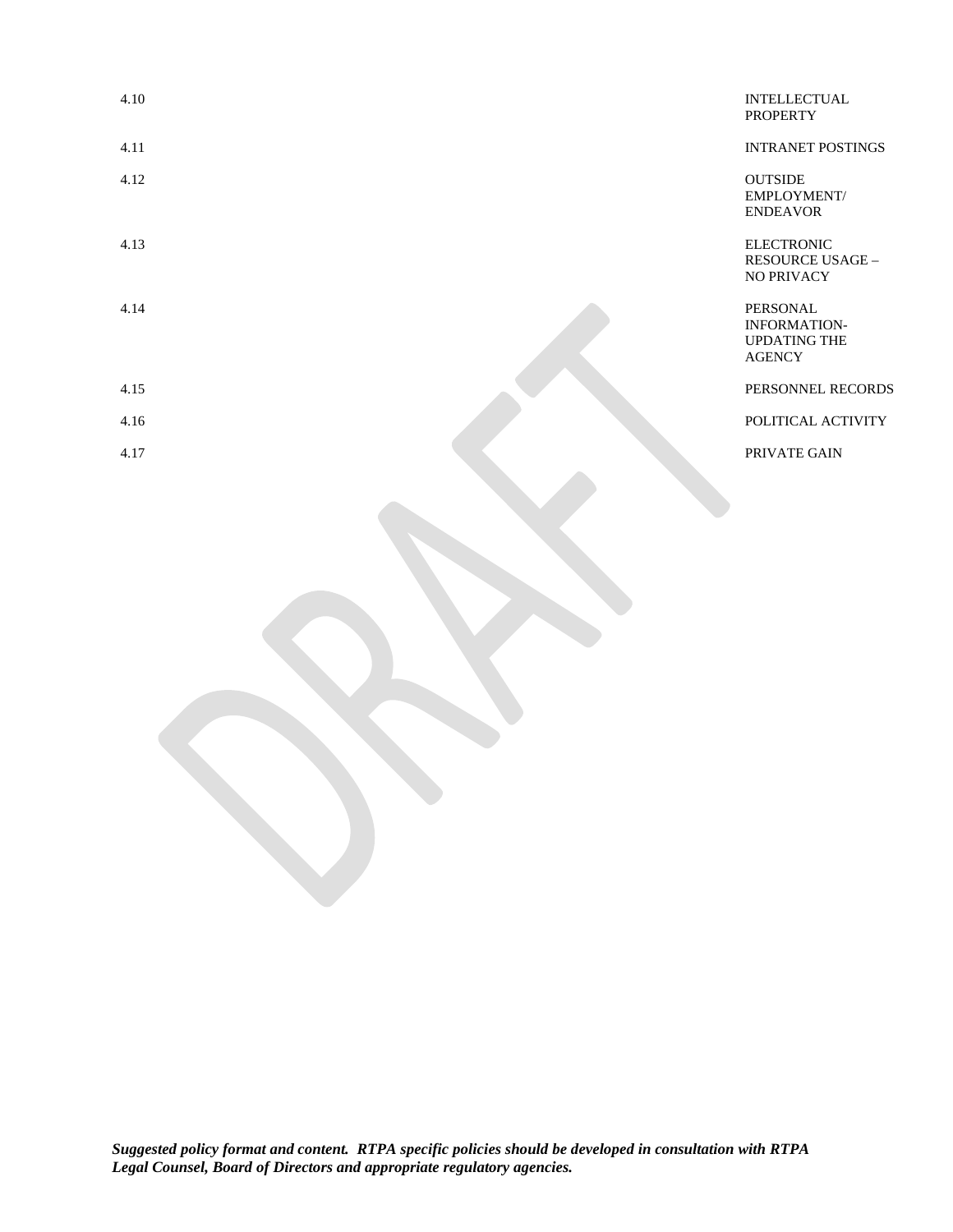| | |
|---|---|
| 4.10 | INTELLECTUAL PROPERTY |
| 4.11 | INTRANET POSTINGS |
| 4.12 | OUTSIDE EMPLOYMENT/ ENDEAVOR |
| 4.13 | ELECTRONIC RESOURCE USAGE – NO PRIVACY |
| 4.14 | PERSONAL INFORMATION-UPDATING THE AGENCY |
| 4.15 | PERSONNEL RECORDS |
| 4.16 | POLITICAL ACTIVITY |
| 4.17 | PRIVATE GAIN |

***Suggested policy format and content. RTPA specific policies should be developed in consultation with RTPA Legal Counsel, Board of Directors and appropriate regulatory agencies.***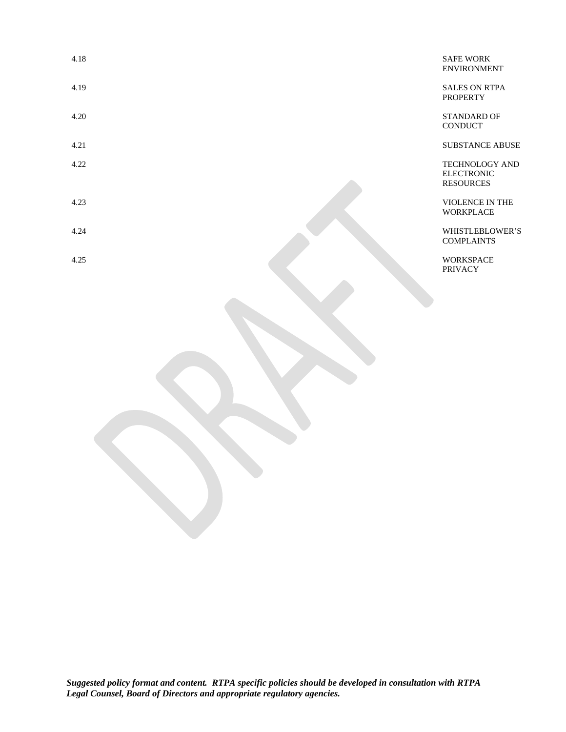| | |
|---|---|
| 4.18 | SAFE WORK ENVIRONMENT |
| 4.19 | SALES ON RTPA PROPERTY |
| 4.20 | STANDARD OF CONDUCT |
| 4.21 | SUBSTANCE ABUSE |
| 4.22 | TECHNOLOGY AND ELECTRONIC RESOURCES |
| 4.23 | VIOLENCE IN THE WORKPLACE |
| 4.24 | WHISTLEBLOWER'S COMPLAINTS |
| 4.25 | WORKSPACE PRIVACY |

***Suggested policy format and content. RTPA specific policies should be developed in consultation with RTPA Legal Counsel, Board of Directors and appropriate regulatory agencies.***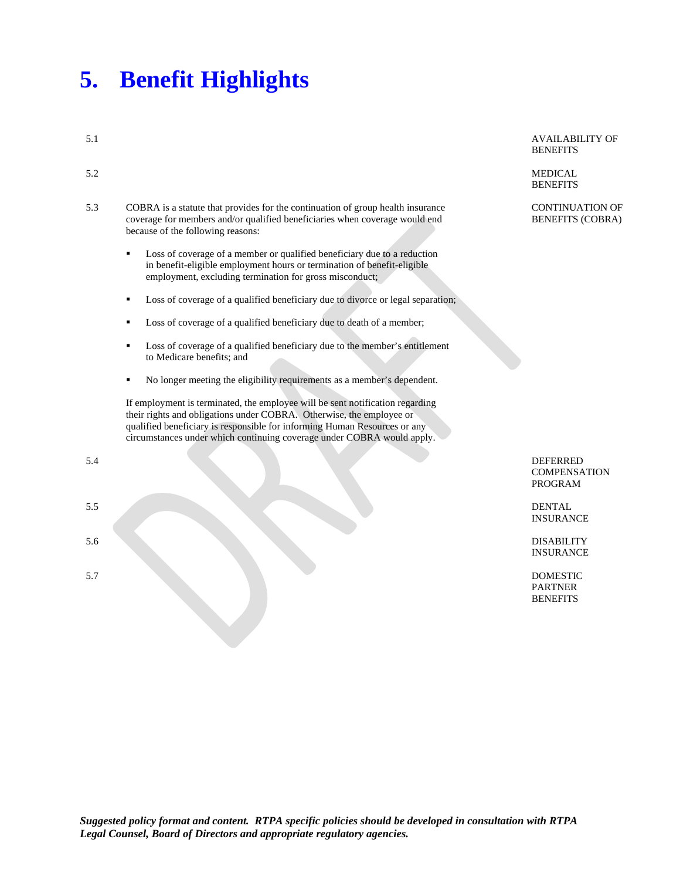# 5. Benefit Highlights

5.1 AVAILABILITY OF BENEFITS

5.2 MEDICAL BENEFITS

5.3 CONTINUATION OF BENEFITS (COBRA)

COBRA is a statute that provides for the continuation of group health insurance coverage for members and/or qualified beneficiaries when coverage would end because of the following reasons:

- Loss of coverage of a member or qualified beneficiary due to a reduction in benefit-eligible employment hours or termination of benefit-eligible employment, excluding termination for gross misconduct;
- Loss of coverage of a qualified beneficiary due to divorce or legal separation;
- Loss of coverage of a qualified beneficiary due to death of a member;
- Loss of coverage of a qualified beneficiary due to the member's entitlement to Medicare benefits; and
- No longer meeting the eligibility requirements as a member's dependent.

If employment is terminated, the employee will be sent notification regarding their rights and obligations under COBRA. Otherwise, the employee or qualified beneficiary is responsible for informing Human Resources or any circumstances under which continuing coverage under COBRA would apply.

5.4 DEFERRED COMPENSATION PROGRAM

5.5 DENTAL INSURANCE

5.6 DISABILITY INSURANCE

5.7 DOMESTIC PARTNER BENEFITS

***Suggested policy format and content. RTPA specific policies should be developed in consultation with RTPA Legal Counsel, Board of Directors and appropriate regulatory agencies.***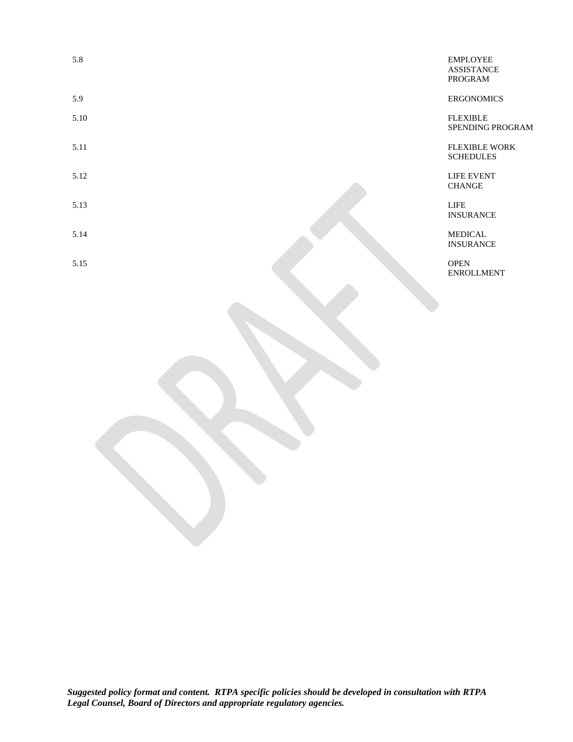| | |
|---|---|
| 5.8 | EMPLOYEE ASSISTANCE PROGRAM |
| 5.9 | ERGONOMICS |
| 5.10 | FLEXIBLE SPENDING PROGRAM |
| 5.11 | FLEXIBLE WORK SCHEDULES |
| 5.12 | LIFE EVENT CHANGE |
| 5.13 | LIFE INSURANCE |
| 5.14 | MEDICAL INSURANCE |
| 5.15 | OPEN ENROLLMENT |

***Suggested policy format and content. RTPA specific policies should be developed in consultation with RTPA Legal Counsel, Board of Directors and appropriate regulatory agencies.***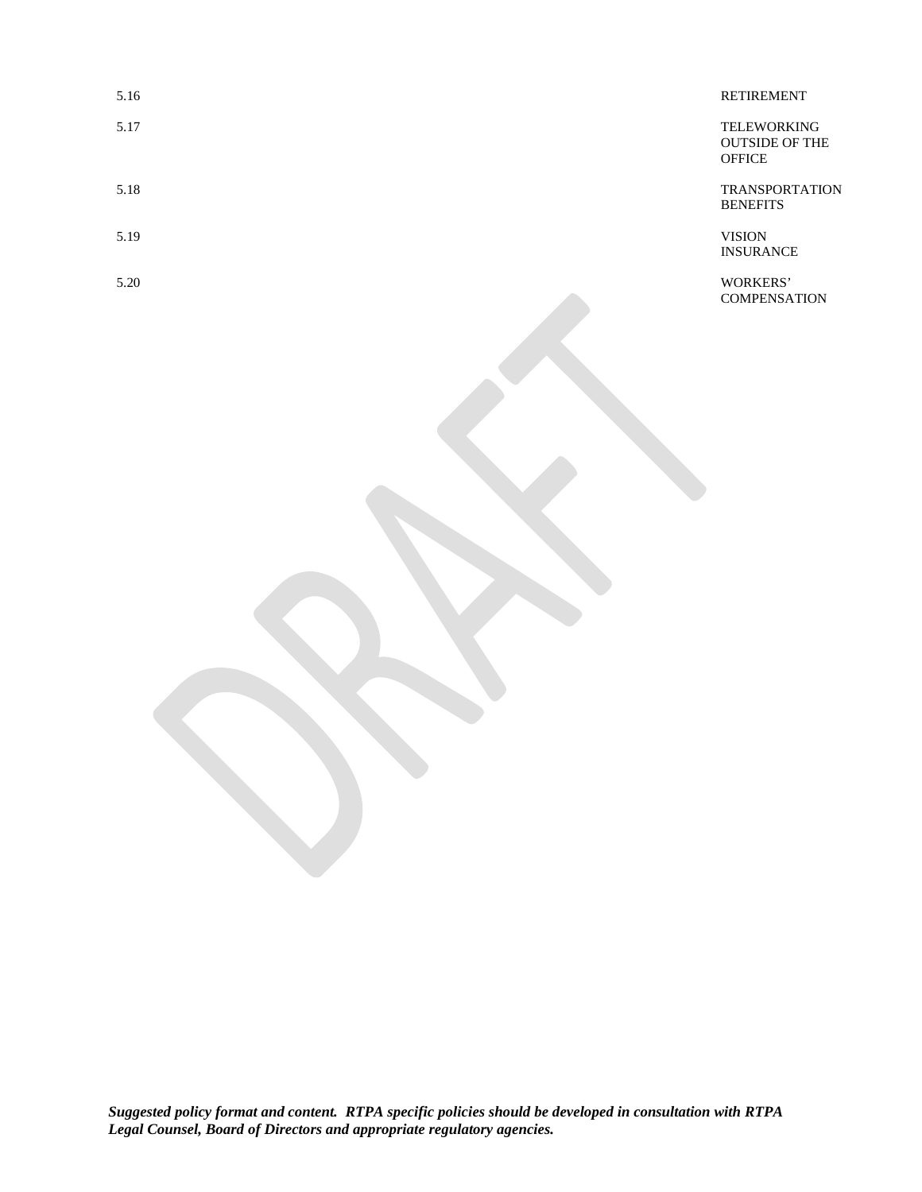| | |
|---|---|
| 5.16 | RETIREMENT |
| 5.17 | TELEWORKING OUTSIDE OF THE OFFICE |
| 5.18 | TRANSPORTATION BENEFITS |
| 5.19 | VISION INSURANCE |
| 5.20 | WORKERS' COMPENSATION |

***Suggested policy format and content. RTPA specific policies should be developed in consultation with RTPA Legal Counsel, Board of Directors and appropriate regulatory agencies.***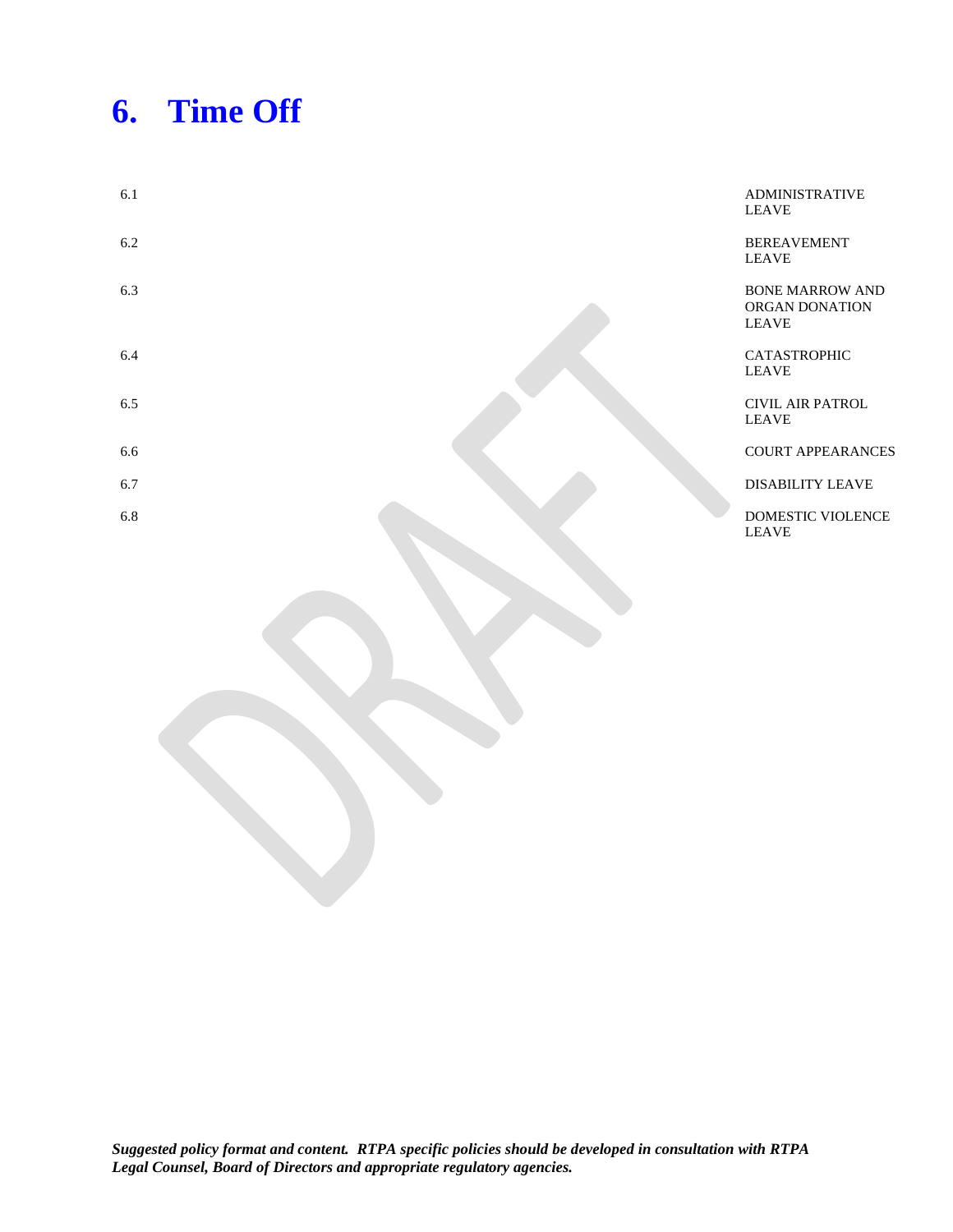# 6. Time Off

| | |
|---|---|
| 6.1 | ADMINISTRATIVE LEAVE |
| 6.2 | BEREAVEMENT LEAVE |
| 6.3 | BONE MARROW AND ORGAN DONATION LEAVE |
| 6.4 | CATASTROPHIC LEAVE |
| 6.5 | CIVIL AIR PATROL LEAVE |
| 6.6 | COURT APPEARANCES |
| 6.7 | DISABILITY LEAVE |
| 6.8 | DOMESTIC VIOLENCE LEAVE |

***Suggested policy format and content. RTPA specific policies should be developed in consultation with RTPA Legal Counsel, Board of Directors and appropriate regulatory agencies.***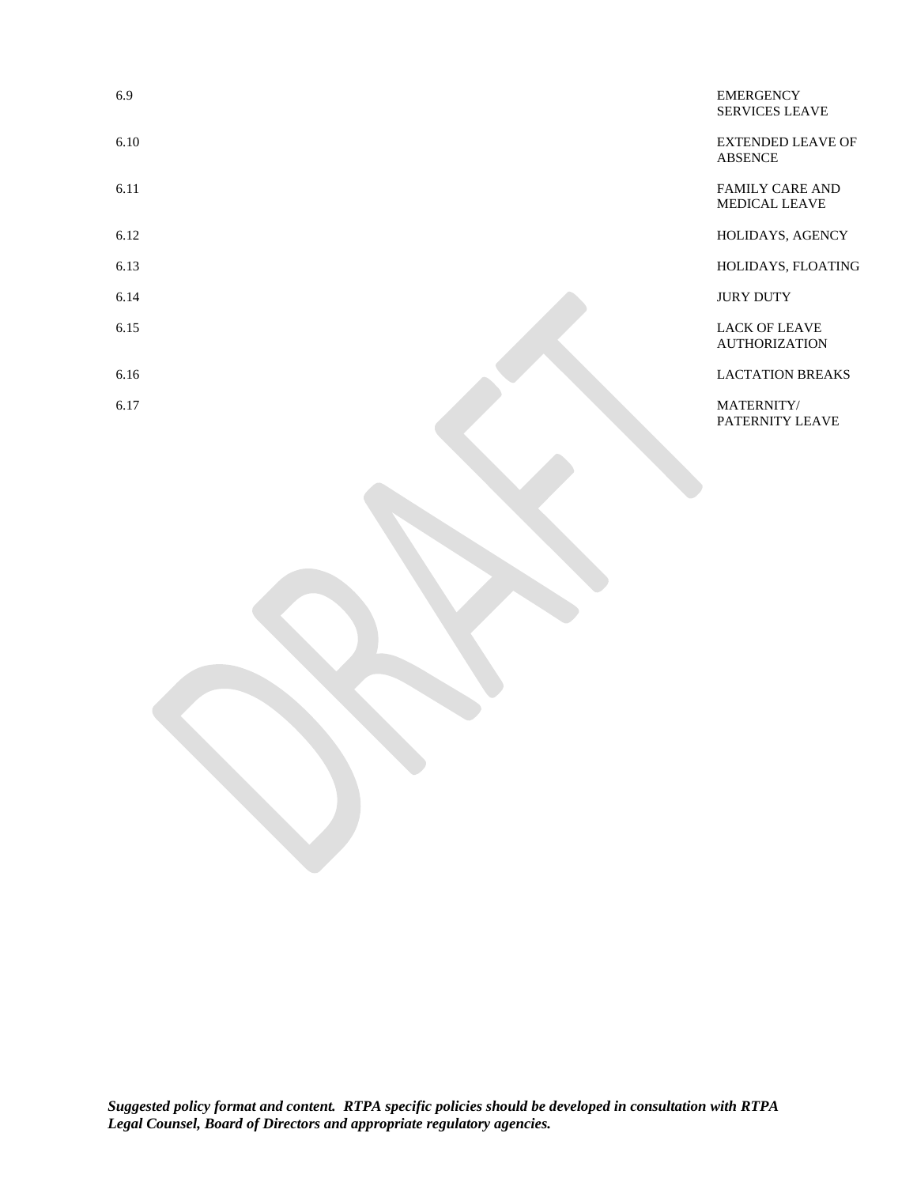| | |
|---|---|
| 6.9 | EMERGENCY SERVICES LEAVE |
| 6.10 | EXTENDED LEAVE OF ABSENCE |
| 6.11 | FAMILY CARE AND MEDICAL LEAVE |
| 6.12 | HOLIDAYS, AGENCY |
| 6.13 | HOLIDAYS, FLOATING |
| 6.14 | JURY DUTY |
| 6.15 | LACK OF LEAVE AUTHORIZATION |
| 6.16 | LACTATION BREAKS |
| 6.17 | MATERNITY/ PATERNITY LEAVE |

DRAFT

***Suggested policy format and content. RTPA specific policies should be developed in consultation with RTPA Legal Counsel, Board of Directors and appropriate regulatory agencies.***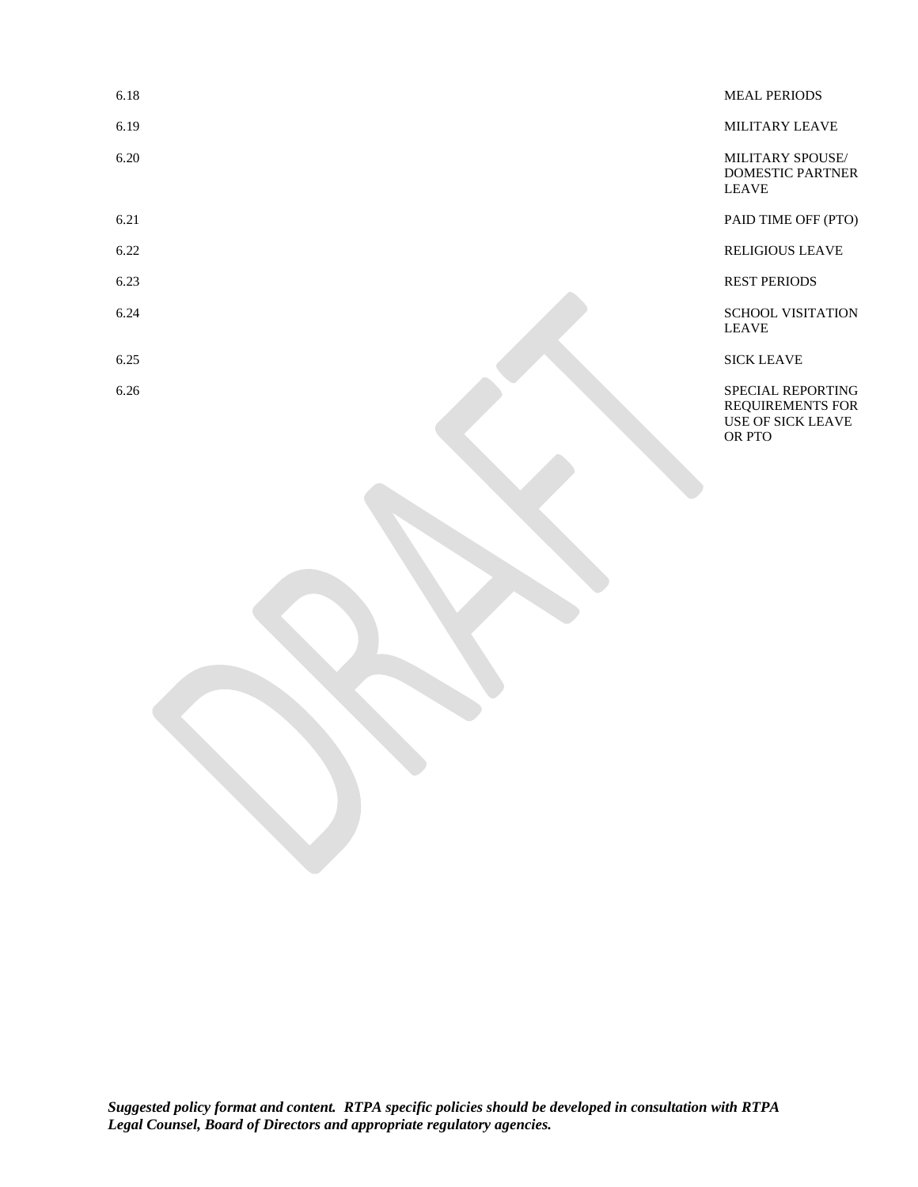| | |
|---|---|
| 6.18 | MEAL PERIODS |
| 6.19 | MILITARY LEAVE |
| 6.20 | MILITARY SPOUSE/ DOMESTIC PARTNER LEAVE |
| 6.21 | PAID TIME OFF (PTO) |
| 6.22 | RELIGIOUS LEAVE |
| 6.23 | REST PERIODS |
| 6.24 | SCHOOL VISITATION LEAVE |
| 6.25 | SICK LEAVE |
| 6.26 | SPECIAL REPORTING REQUIREMENTS FOR USE OF SICK LEAVE OR PTO |

***Suggested policy format and content. RTPA specific policies should be developed in consultation with RTPA Legal Counsel, Board of Directors and appropriate regulatory agencies.***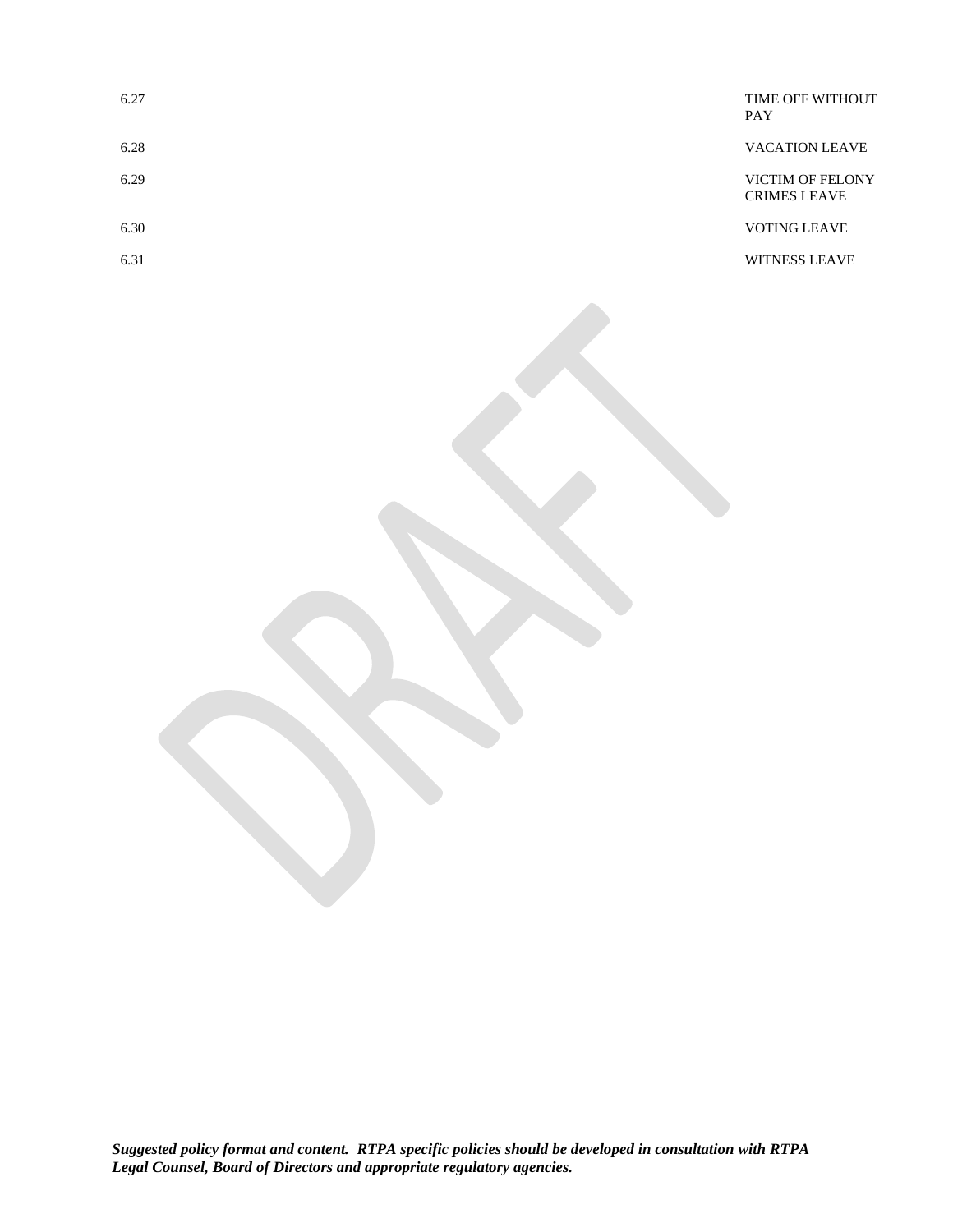| | |
|---|---|
| 6.27 | TIME OFF WITHOUT PAY |
| 6.28 | VACATION LEAVE |
| 6.29 | VICTIM OF FELONY CRIMES LEAVE |
| 6.30 | VOTING LEAVE |
| 6.31 | WITNESS LEAVE |

***Suggested policy format and content. RTPA specific policies should be developed in consultation with RTPA Legal Counsel, Board of Directors and appropriate regulatory agencies.***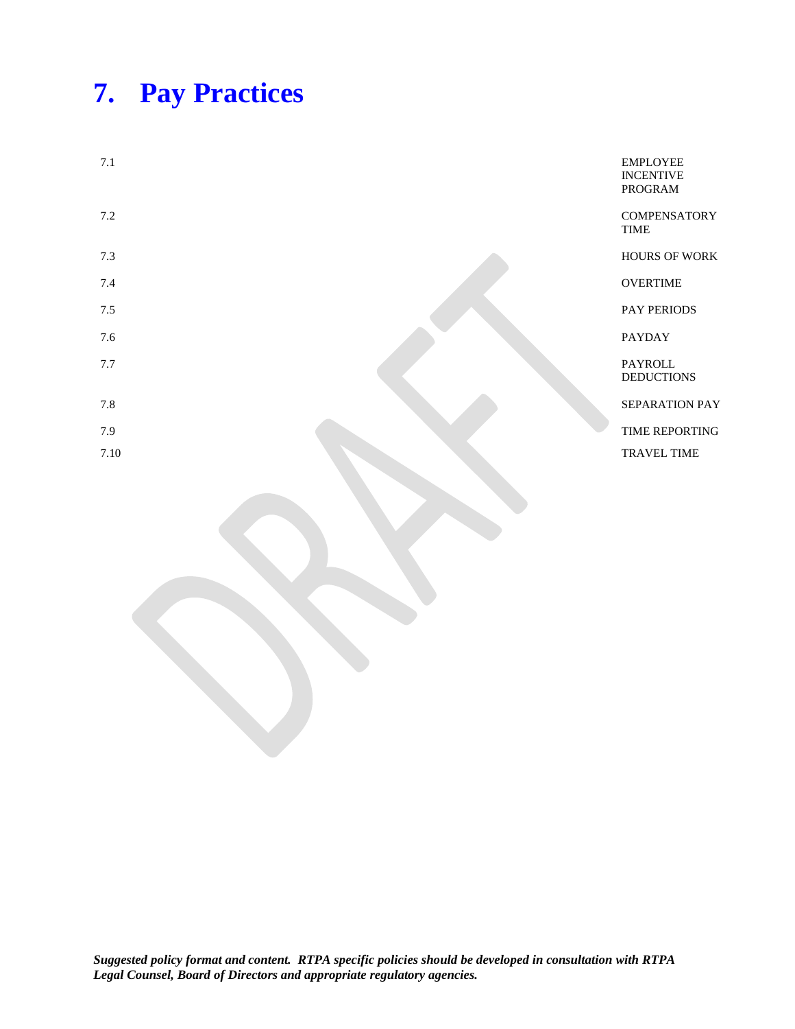# 7. Pay Practices

| | |
|---|---|
| 7.1 | EMPLOYEE INCENTIVE PROGRAM |
| 7.2 | COMPENSATORY TIME |
| 7.3 | HOURS OF WORK |
| 7.4 | OVERTIME |
| 7.5 | PAY PERIODS |
| 7.6 | PAYDAY |
| 7.7 | PAYROLL DEDUCTIONS |
| 7.8 | SEPARATION PAY |
| 7.9 | TIME REPORTING |
| 7.10 | TRAVEL TIME |

***Suggested policy format and content. RTPA specific policies should be developed in consultation with RTPA Legal Counsel, Board of Directors and appropriate regulatory agencies.***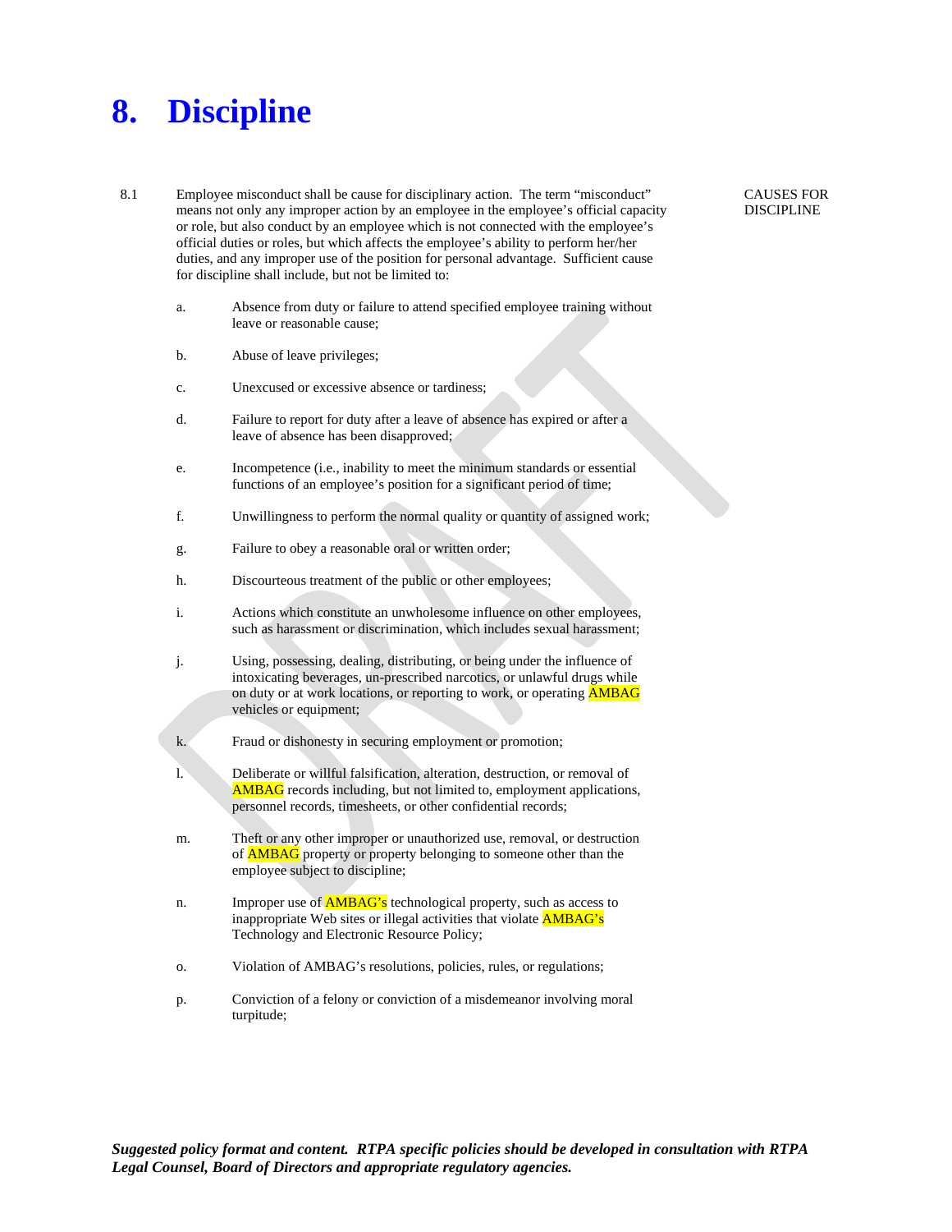# 8. Discipline

8.1 Employee misconduct shall be cause for disciplinary action. The term “misconduct” means not only any improper action by an employee in the employee’s official capacity or role, but also conduct by an employee which is not connected with the employee’s official duties or roles, but which affects the employee’s ability to perform her/her duties, and any improper use of the position for personal advantage. Sufficient cause for discipline shall include, but not be limited to:

CAUSES FOR DISCIPLINE

a. Absence from duty or failure to attend specified employee training without leave or reasonable cause;

b. Abuse of leave privileges;

c. Unexcused or excessive absence or tardiness;

d. Failure to report for duty after a leave of absence has expired or after a leave of absence has been disapproved;

e. Incompetence (i.e., inability to meet the minimum standards or essential functions of an employee’s position for a significant period of time;

f. Unwillingness to perform the normal quality or quantity of assigned work;

g. Failure to obey a reasonable oral or written order;

h. Discourteous treatment of the public or other employees;

i. Actions which constitute an unwholesome influence on other employees, such as harassment or discrimination, which includes sexual harassment;

j. Using, possessing, dealing, distributing, or being under the influence of intoxicating beverages, un-prescribed narcotics, or unlawful drugs while on duty or at work locations, or reporting to work, or operating AMBAG vehicles or equipment;

k. Fraud or dishonesty in securing employment or promotion;

l. Deliberate or willful falsification, alteration, destruction, or removal of AMBAG records including, but not limited to, employment applications, personnel records, timesheets, or other confidential records;

m. Theft or any other improper or unauthorized use, removal, or destruction of AMBAG property or property belonging to someone other than the employee subject to discipline;

n. Improper use of AMBAG’s technological property, such as access to inappropriate Web sites or illegal activities that violate AMBAG’s Technology and Electronic Resource Policy;

o. Violation of AMBAG’s resolutions, policies, rules, or regulations;

p. Conviction of a felony or conviction of a misdemeanor involving moral turpitude;

***Suggested policy format and content. RTPA specific policies should be developed in consultation with RTPA Legal Counsel, Board of Directors and appropriate regulatory agencies.***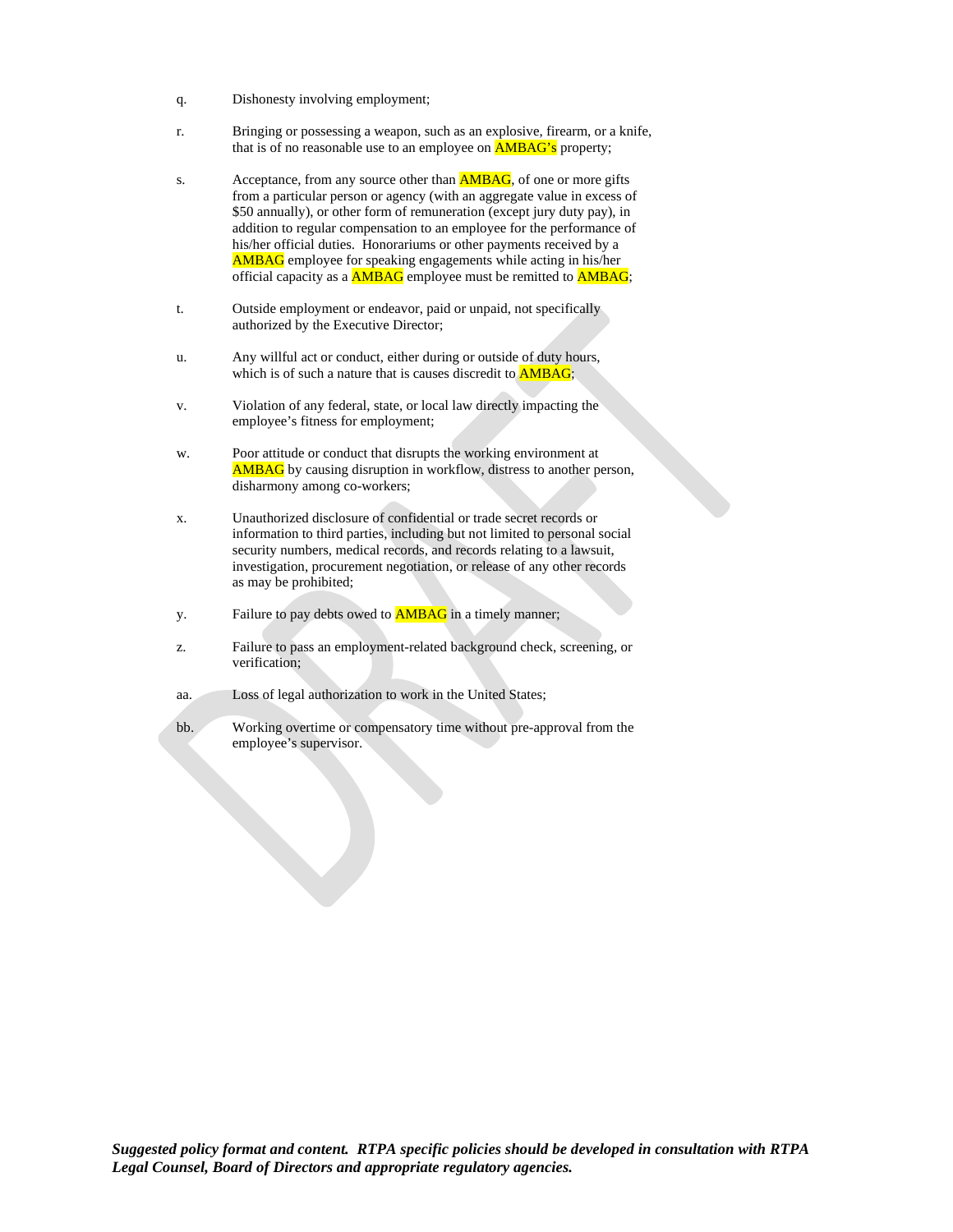q. Dishonesty involving employment;

r. Bringing or possessing a weapon, such as an explosive, firearm, or a knife, that is of no reasonable use to an employee on AMBAG's property;

s. Acceptance, from any source other than AMBAG, of one or more gifts from a particular person or agency (with an aggregate value in excess of $50 annually), or other form of remuneration (except jury duty pay), in addition to regular compensation to an employee for the performance of his/her official duties. Honorariums or other payments received by a AMBAG employee for speaking engagements while acting in his/her official capacity as a AMBAG employee must be remitted to AMBAG;

t. Outside employment or endeavor, paid or unpaid, not specifically authorized by the Executive Director;

u. Any willful act or conduct, either during or outside of duty hours, which is of such a nature that is causes discredit to AMBAG;

v. Violation of any federal, state, or local law directly impacting the employee's fitness for employment;

w. Poor attitude or conduct that disrupts the working environment at AMBAG by causing disruption in workflow, distress to another person, disharmony among co-workers;

x. Unauthorized disclosure of confidential or trade secret records or information to third parties, including but not limited to personal social security numbers, medical records, and records relating to a lawsuit, investigation, procurement negotiation, or release of any other records as may be prohibited;

y. Failure to pay debts owed to AMBAG in a timely manner;

z. Failure to pass an employment-related background check, screening, or verification;

aa. Loss of legal authorization to work in the United States;

bb. Working overtime or compensatory time without pre-approval from the employee's supervisor.

***Suggested policy format and content. RTPA specific policies should be developed in consultation with RTPA Legal Counsel, Board of Directors and appropriate regulatory agencies.***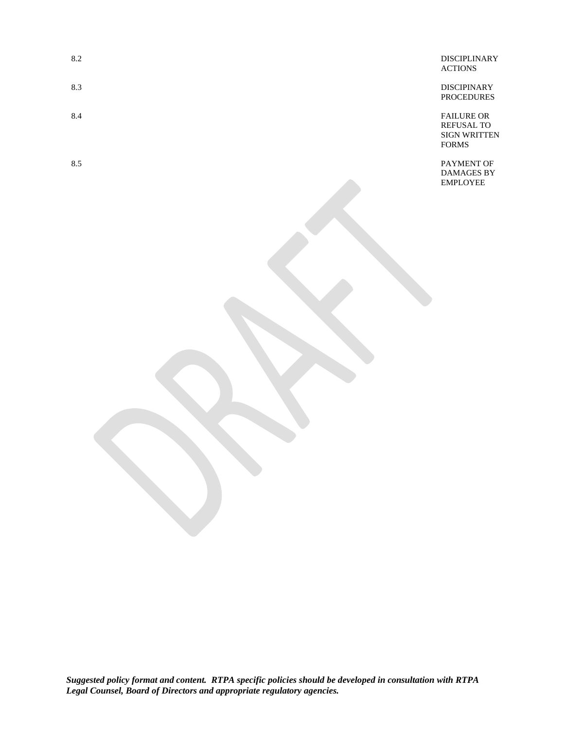| | |
|---|---|
| 8.2 | DISCIPLINARY ACTIONS |
| 8.3 | DISCIPINARY PROCEDURES |
| 8.4 | FAILURE OR REFUSAL TO SIGN WRITTEN FORMS |
| 8.5 | PAYMENT OF DAMAGES BY EMPLOYEE |

***Suggested policy format and content. RTPA specific policies should be developed in consultation with RTPA Legal Counsel, Board of Directors and appropriate regulatory agencies.***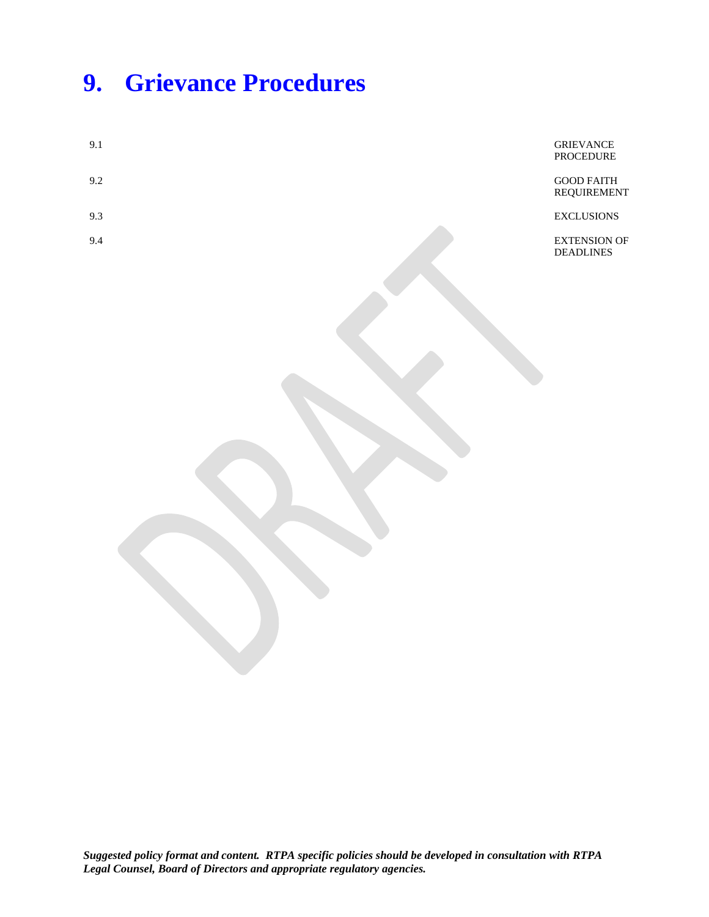# 9. Grievance Procedures

| | |
|---|---|
| 9.1 | GRIEVANCE PROCEDURE |
| 9.2 | GOOD FAITH REQUIREMENT |
| 9.3 | EXCLUSIONS |
| 9.4 | EXTENSION OF DEADLINES |

***Suggested policy format and content. RTPA specific policies should be developed in consultation with RTPA Legal Counsel, Board of Directors and appropriate regulatory agencies.***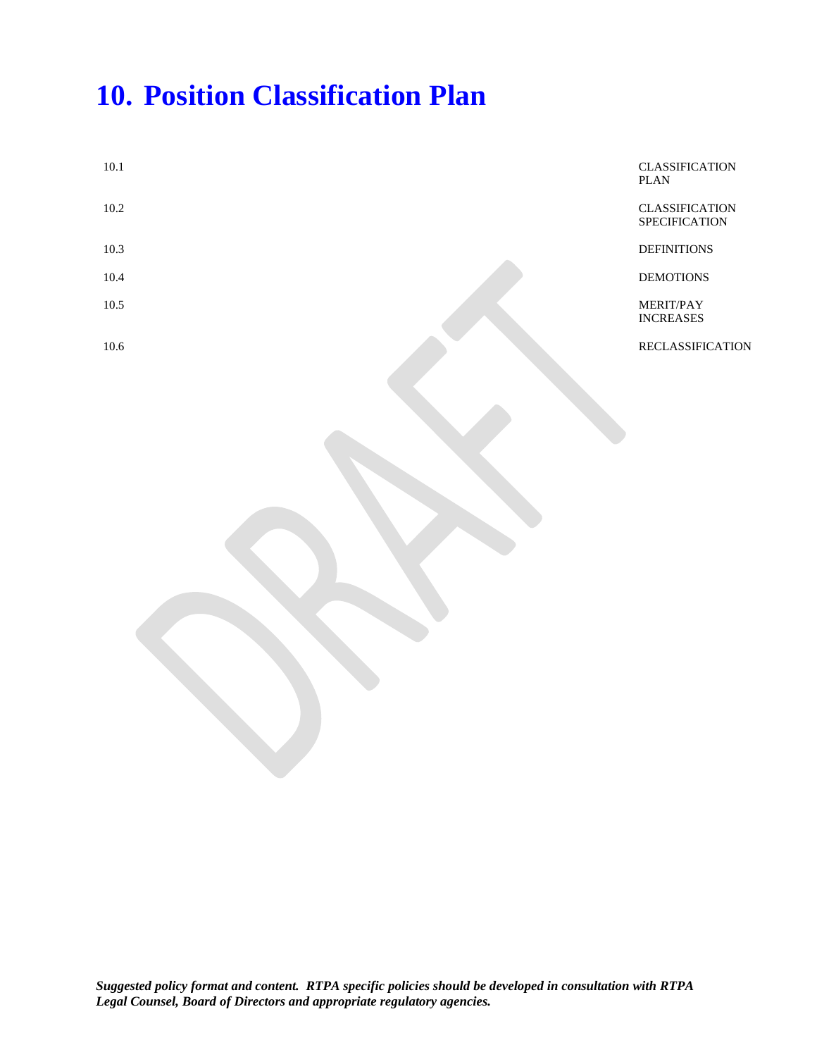# 10. Position Classification Plan

| | |
|---|---|
| 10.1 | CLASSIFICATION PLAN |
| 10.2 | CLASSIFICATION SPECIFICATION |
| 10.3 | DEFINITIONS |
| 10.4 | DEMOTIONS |
| 10.5 | MERIT/PAY INCREASES |
| 10.6 | RECLASSIFICATION |

***Suggested policy format and content. RTPA specific policies should be developed in consultation with RTPA Legal Counsel, Board of Directors and appropriate regulatory agencies.***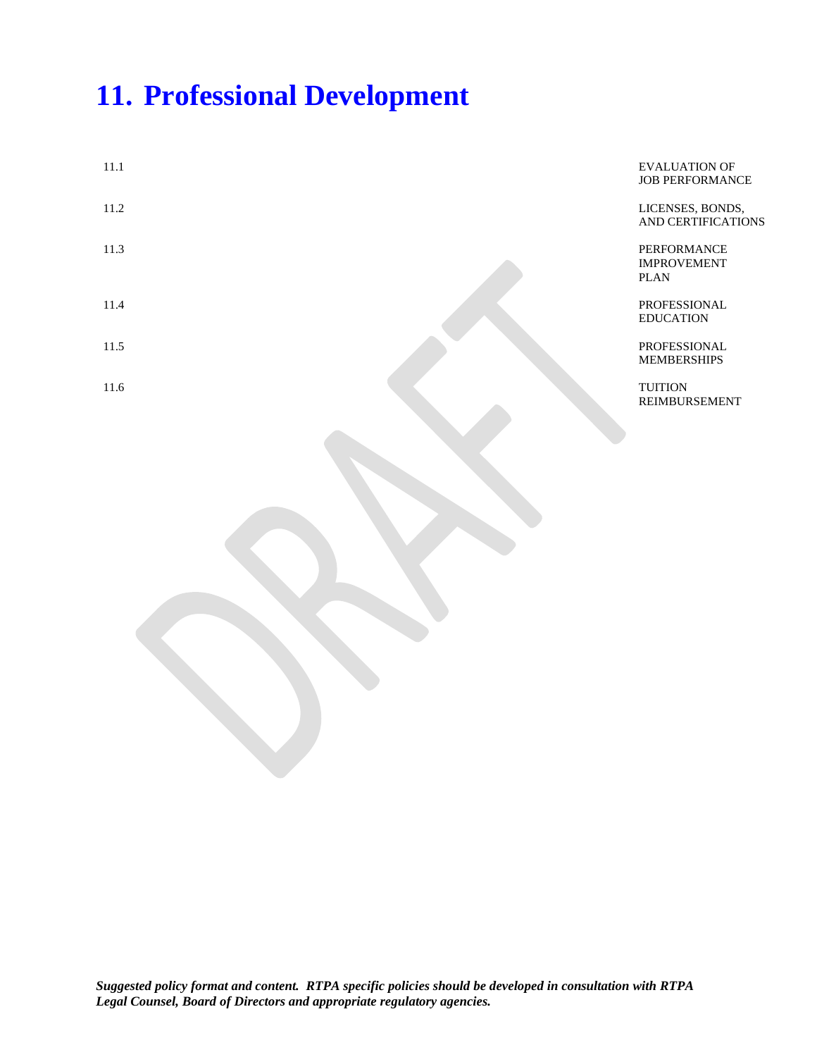# 11. Professional Development

| | |
|---|---|
| 11.1 | EVALUATION OF JOB PERFORMANCE |
| 11.2 | LICENSES, BONDS, AND CERTIFICATIONS |
| 11.3 | PERFORMANCE IMPROVEMENT PLAN |
| 11.4 | PROFESSIONAL EDUCATION |
| 11.5 | PROFESSIONAL MEMBERSHIPS |
| 11.6 | TUITION REIMBURSEMENT |

***Suggested policy format and content. RTPA specific policies should be developed in consultation with RTPA Legal Counsel, Board of Directors and appropriate regulatory agencies.***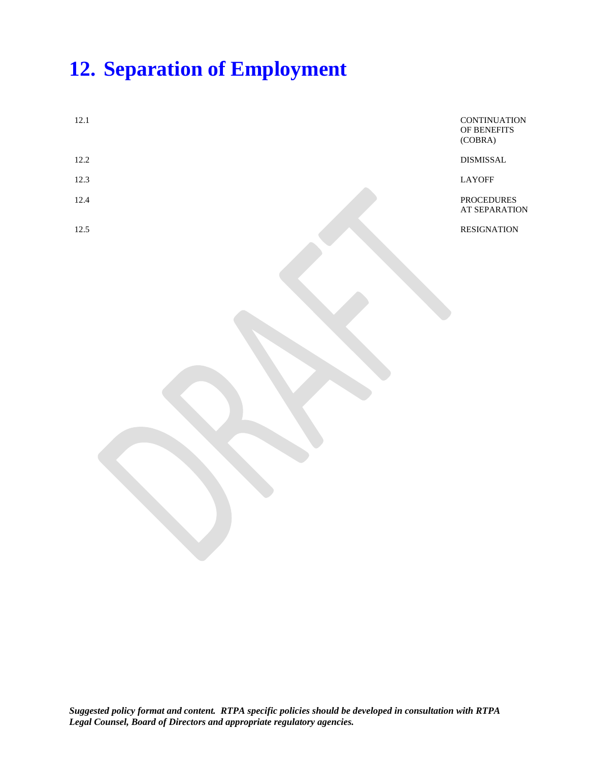# 12. Separation of Employment

| | |
|---|---|
| 12.1 | CONTINUATION OF BENEFITS (COBRA) |
| 12.2 | DISMISSAL |
| 12.3 | LAYOFF |
| 12.4 | PROCEDURES AT SEPARATION |
| 12.5 | RESIGNATION |

***Suggested policy format and content. RTPA specific policies should be developed in consultation with RTPA Legal Counsel, Board of Directors and appropriate regulatory agencies.***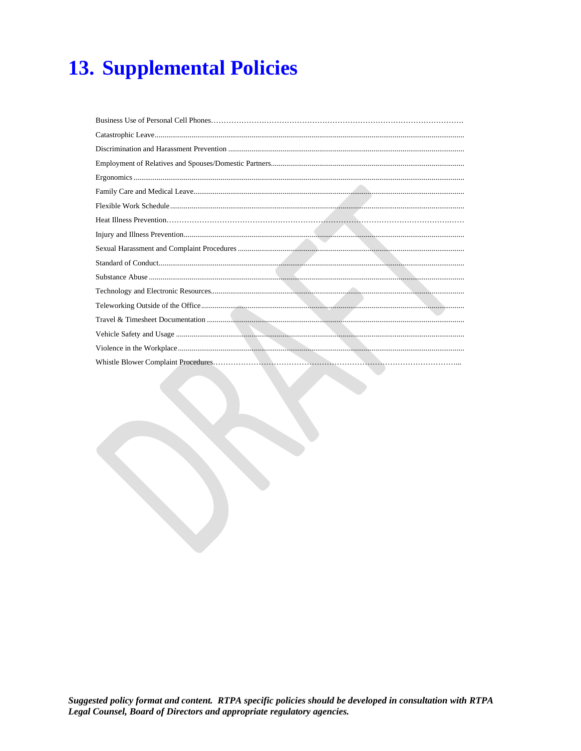# 13. Supplemental Policies

Business Use of Personal Cell Phones……………………………………………………………………………………….

Catastrophic Leave................................................................................................................................................

Discrimination and Harassment Prevention ..........................................................................................................

Employment of Relatives and Spouses/Domestic Partners....................................................................................

Ergonomics ............................................................................................................................................................

Family Care and Medical Leave.............................................................................................................................

Flexible Work Schedule.........................................................................................................................................

Heat Illness Prevention………………………………………………………………………………………………………

Injury and Illness Prevention..................................................................................................................................

Sexual Harassment and Complaint Procedures .....................................................................................................

Standard of Conduct...............................................................................................................................................

Substance Abuse ....................................................................................................................................................

Technology and Electronic Resources...................................................................................................................

Teleworking Outside of the Office.........................................................................................................................

Travel & Timesheet Documentation ......................................................................................................................

Vehicle Safety and Usage ......................................................................................................................................

Violence in the Workplace.....................................................................................................................................

Whistle Blower Complaint Procedures………………………………………………………………………………...

***Suggested policy format and content. RTPA specific policies should be developed in consultation with RTPA Legal Counsel, Board of Directors and appropriate regulatory agencies.***